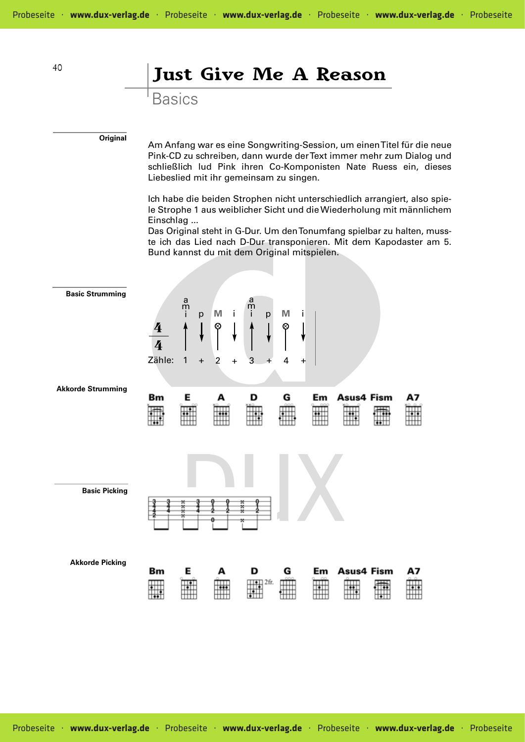# Just Give Me A Reason

## Basics

**Original**

Am Anfang war es eine Songwriting-Session, um einen Titel für die neue Pink-CD zu schreiben, dann wurde der Text immer mehr zum Dialog und schließlich lud Pink ihren Co-Komponisten Nate Ruess ein, dieses Liebeslied mit ihr gemeinsam zu singen.

Ich habe die beiden Strophen nicht unterschiedlich arrangiert, also spiele Strophe 1 aus weiblicher Sicht und die Wiederholung mit männlichem Einschlag ...
Das Original steht in G-Dur. Um den Tonumfang spielbar zu halten, musste ich das Lied nach D-Dur transponieren. Mit dem Kapodaster am 5. Bund kannst du mit dem Original mitspielen.

**Basic Strumming**

4/4

| | a m i | p | M | i | a m i | p | M | i |
|---|---|---|---|---|---|---|---|---|
| | ↑ | ↓ | ⊗ | ↓ | ↑ | ↓ | ⊗ | ↓ |
| Zähle: | 1 | + | 2 | + | 3 | + | 4 | + |

**Akkorde Strumming**

Bm E A D G Em Asus4 Fism A7

**Basic Picking**

**Akkorde Picking**

Bm E A D (2fr.) G Em Asus4 Fism A7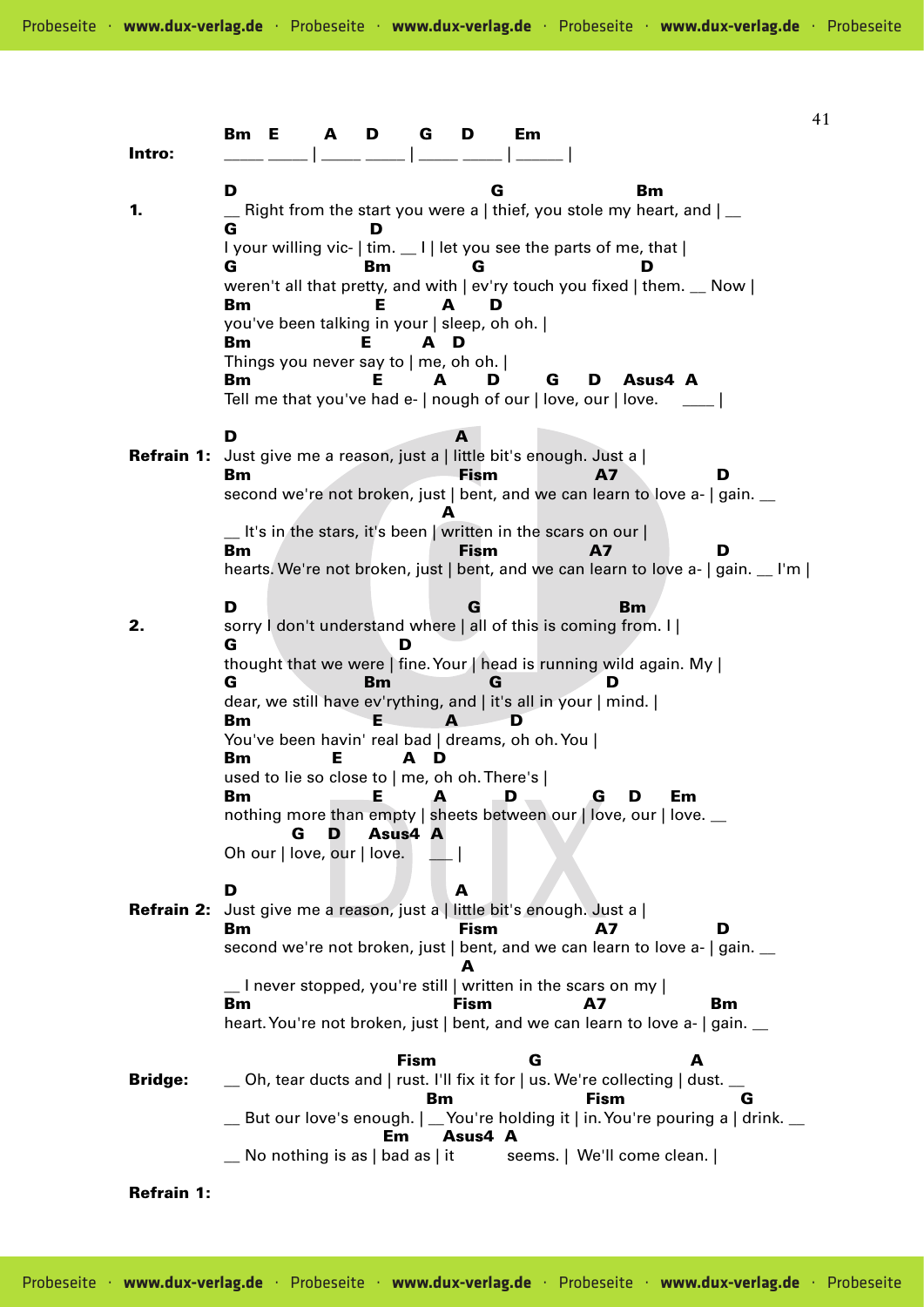**Intro:**

```
Bm     E        A      D        G       D        Em
_____ _____ | _____ _____ | _____ _____ | ______ |
```

**1.**

```
D                                        G                    Bm
__ Right from the start you were a | thief, you stole my heart, and | __
G                   D
I your willing vic- | tim. __ I | let you see the parts of me, that |
G                    Bm            G                      D
weren't all that pretty, and with | ev'ry touch you fixed | them. __ Now |
Bm                   E        A       D
you've been talking in your | sleep, oh oh. |
Bm                 E       A   D
Things you never say to | me, oh oh. |
Bm                     E        A       D        G     D    Asus4  A
Tell me that you've had e- | nough of our | love, our | love.    ____ |
```

**Refrain 1:**

```
D                                     A
Just give me a reason, just a | little bit's enough. Just a |
Bm                                 Fism                A7                D
second we're not broken, just | bent, and we can learn to love a- | gain. __
                                     A
__ It's in the stars, it's been | written in the scars on our |
Bm                                 Fism               A7                 D
hearts. We're not broken, just | bent, and we can learn to love a- | gain. __ I'm |
```

**2.**

```
D                                     G                    Bm
sorry I don't understand where | all of this is coming from. I |
G                          D
thought that we were | fine. Your | head is running wild again. My |
G                    Bm          G              D
dear, we still have ev'rything, and | it's all in your | mind. |
Bm                     E         A        D
You've been havin' real bad | dreams, oh oh. You |
Bm              E          A   D
used to lie so close to | me, oh oh. There's |
Bm                     E        A          D            G    D     Em
nothing more than empty | sheets between our | love, our | love. __
            G     D    Asus4  A
Oh our | love, our | love.     ___ |
```

**Refrain 2:**

```
D                                     A
Just give me a reason, just a | little bit's enough. Just a |
Bm                                 Fism                A7                D
second we're not broken, just | bent, and we can learn to love a- | gain. __
                                       A
__ I never stopped, you're still | written in the scars on my |
Bm                                Fism                A7                 Bm
heart. You're not broken, just | bent, and we can learn to love a- | gain. __
```

**Bridge:**

```
                         Fism               G                     A
__ Oh, tear ducts and | rust. I'll fix it for | us. We're collecting | dust. __
                              Bm                  Fism                  G
__ But our love's enough. | __You're holding it | in. You're pouring a | drink. __
                      Em       Asus4  A
__ No nothing is as | bad as | it          seems. |  We'll come clean. |
```

**Refrain 1:**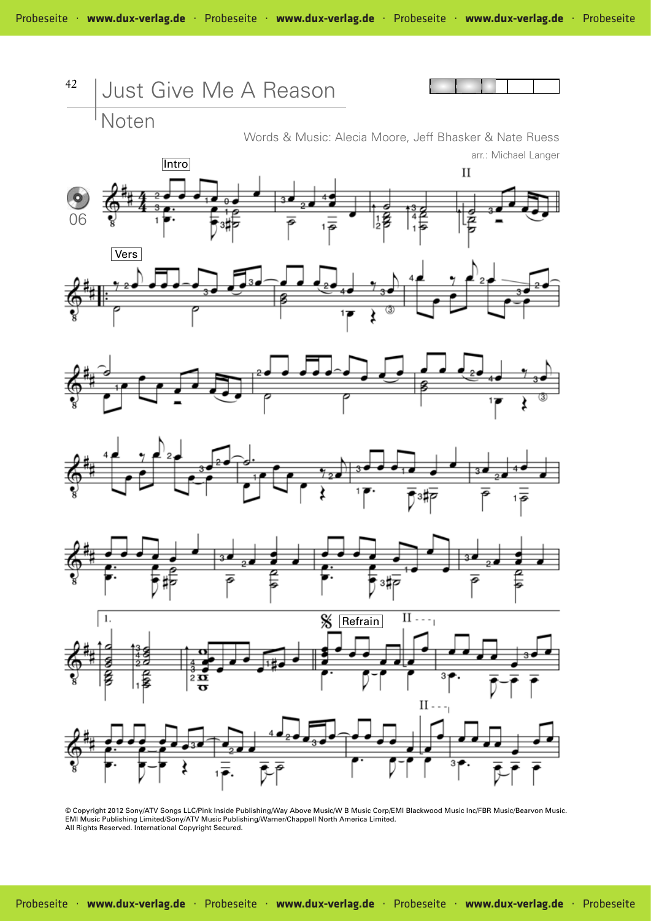# Just Give Me A Reason

## Noten

Words & Music: Alecia Moore, Jeff Bhasker & Nate Ruess

arr.: Michael Langer

© Copyright 2012 Sony/ATV Songs LLC/Pink Inside Publishing/Way Above Music/W B Music Corp/EMI Blackwood Music Inc/FBR Music/Bearvon Music.
EMI Music Publishing Limited/Sony/ATV Music Publishing/Warner/Chappell North America Limited.
All Rights Reserved. International Copyright Secured.